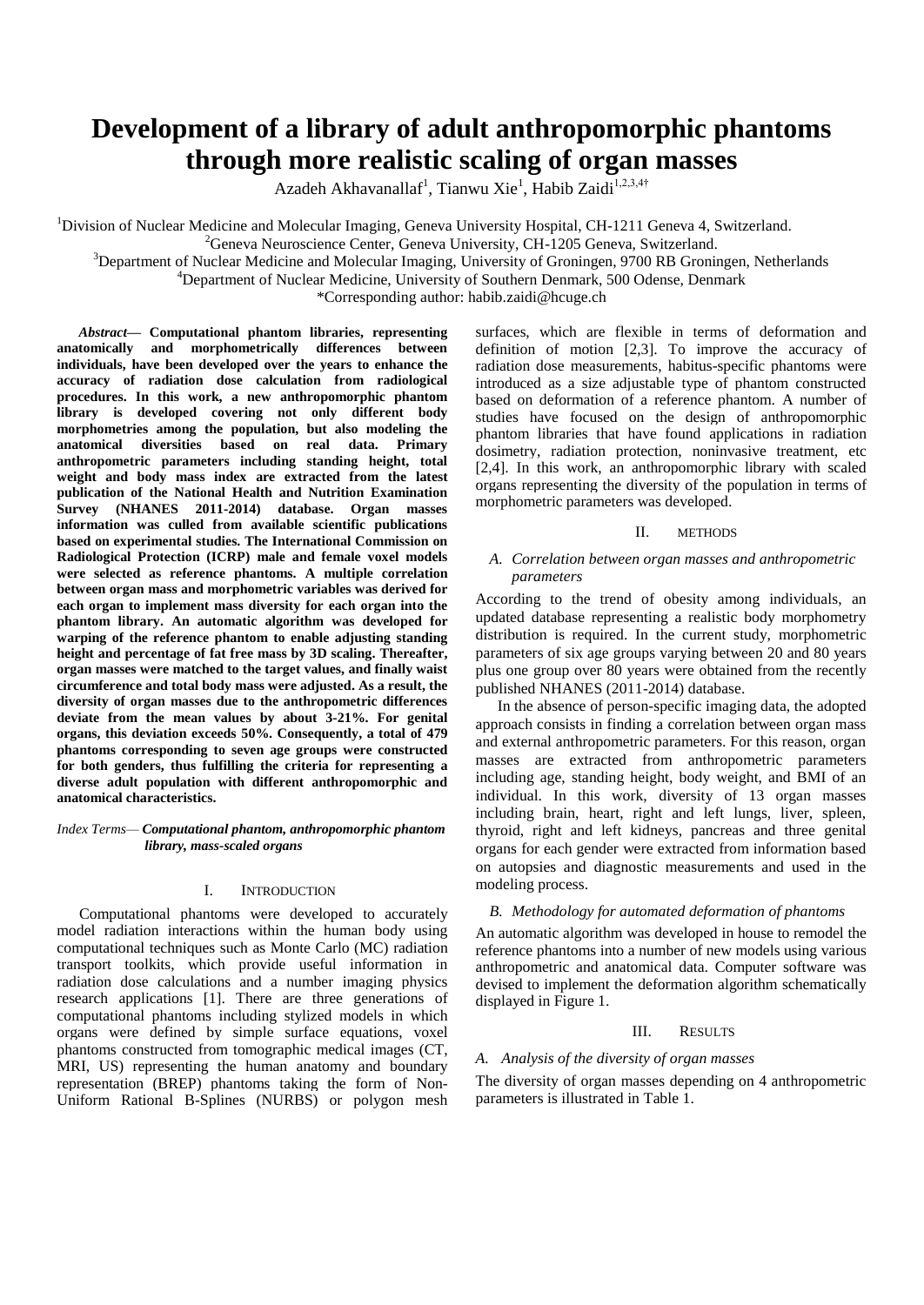# Development of a library of adult anthropomorphic phantoms through more realistic scaling of organ masses

Azadeh Akhavanallaf[1], Tianwu Xie[1], Habib Zaidi[1,2,3,4†]

[1]Division of Nuclear Medicine and Molecular Imaging, Geneva University Hospital, CH-1211 Geneva 4, Switzerland.
[2]Geneva Neuroscience Center, Geneva University, CH-1205 Geneva, Switzerland.
[3]Department of Nuclear Medicine and Molecular Imaging, University of Groningen, 9700 RB Groningen, Netherlands
[4]Department of Nuclear Medicine, University of Southern Denmark, 500 Odense, Denmark
*Corresponding author: habib.zaidi@hcuge.ch

***Abstract*— Computational phantom libraries, representing anatomically and morphometrically differences between individuals, have been developed over the years to enhance the accuracy of radiation dose calculation from radiological procedures. In this work, a new anthropomorphic phantom library is developed covering not only different body morphometries among the population, but also modeling the anatomical diversities based on real data. Primary anthropometric parameters including standing height, total weight and body mass index are extracted from the latest publication of the National Health and Nutrition Examination Survey (NHANES 2011-2014) database. Organ masses information was culled from available scientific publications based on experimental studies. The International Commission on Radiological Protection (ICRP) male and female voxel models were selected as reference phantoms. A multiple correlation between organ mass and morphometric variables was derived for each organ to implement mass diversity for each organ into the phantom library. An automatic algorithm was developed for warping of the reference phantom to enable adjusting standing height and percentage of fat free mass by 3D scaling. Thereafter, organ masses were matched to the target values, and finally waist circumference and total body mass were adjusted. As a result, the diversity of organ masses due to the anthropometric differences deviate from the mean values by about 3-21%. For genital organs, this deviation exceeds 50%. Consequently, a total of 479 phantoms corresponding to seven age groups were constructed for both genders, thus fulfilling the criteria for representing a diverse adult population with different anthropomorphic and anatomical characteristics.**

*Index Terms— **Computational phantom, anthropomorphic phantom library, mass-scaled organs***

## I. INTRODUCTION

Computational phantoms were developed to accurately model radiation interactions within the human body using computational techniques such as Monte Carlo (MC) radiation transport toolkits, which provide useful information in radiation dose calculations and a number imaging physics research applications [1]. There are three generations of computational phantoms including stylized models in which organs were defined by simple surface equations, voxel phantoms constructed from tomographic medical images (CT, MRI, US) representing the human anatomy and boundary representation (BREP) phantoms taking the form of Non-Uniform Rational B-Splines (NURBS) or polygon mesh surfaces, which are flexible in terms of deformation and definition of motion [2,3]. To improve the accuracy of radiation dose measurements, habitus-specific phantoms were introduced as a size adjustable type of phantom constructed based on deformation of a reference phantom. A number of studies have focused on the design of anthropomorphic phantom libraries that have found applications in radiation dosimetry, radiation protection, noninvasive treatment, etc [2,4]. In this work, an anthropomorphic library with scaled organs representing the diversity of the population in terms of morphometric parameters was developed.

## II. METHODS

### *A. Correlation between organ masses and anthropometric parameters*

According to the trend of obesity among individuals, an updated database representing a realistic body morphometry distribution is required. In the current study, morphometric parameters of six age groups varying between 20 and 80 years plus one group over 80 years were obtained from the recently published NHANES (2011-2014) database.

In the absence of person-specific imaging data, the adopted approach consists in finding a correlation between organ mass and external anthropometric parameters. For this reason, organ masses are extracted from anthropometric parameters including age, standing height, body weight, and BMI of an individual. In this work, diversity of 13 organ masses including brain, heart, right and left lungs, liver, spleen, thyroid, right and left kidneys, pancreas and three genital organs for each gender were extracted from information based on autopsies and diagnostic measurements and used in the modeling process.

### *B. Methodology for automated deformation of phantoms*

An automatic algorithm was developed in house to remodel the reference phantoms into a number of new models using various anthropometric and anatomical data. Computer software was devised to implement the deformation algorithm schematically displayed in Figure 1.

## III. RESULTS

### *A. Analysis of the diversity of organ masses*

The diversity of organ masses depending on 4 anthropometric parameters is illustrated in Table 1.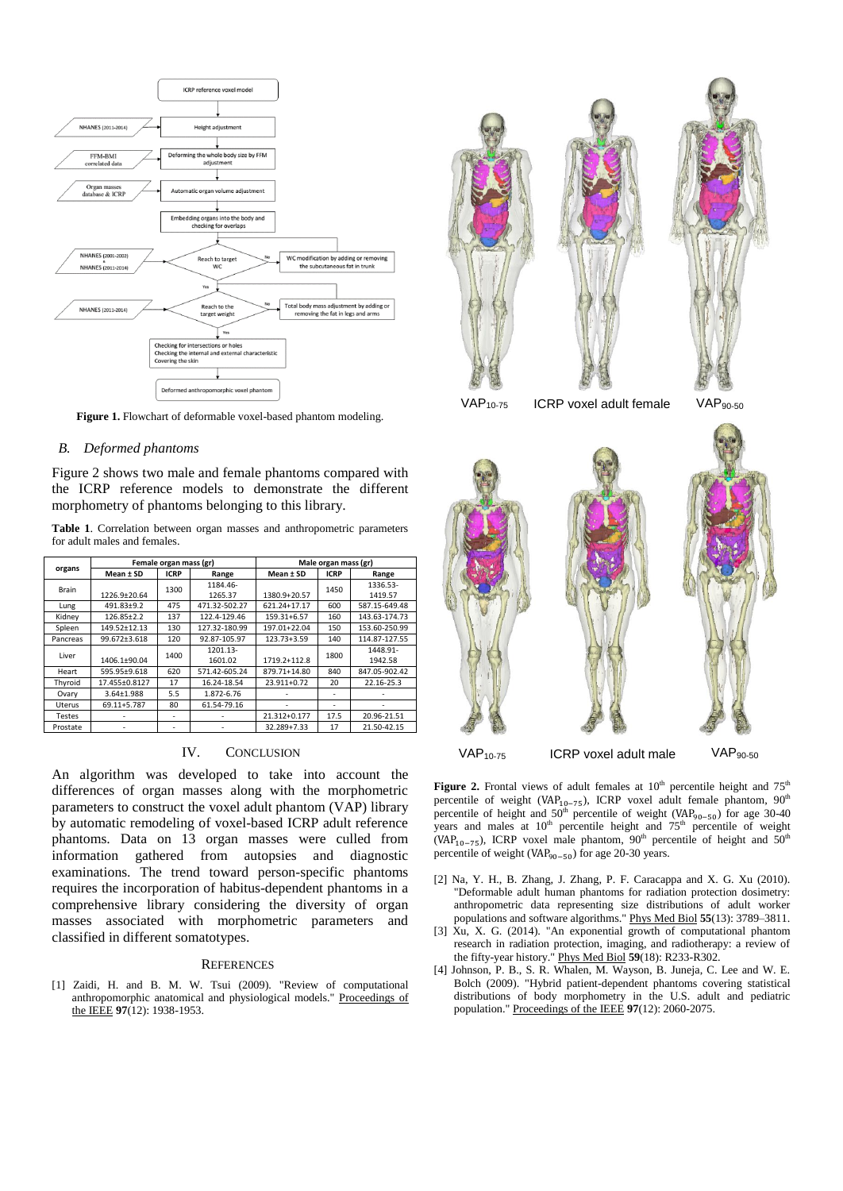ICRP reference voxel model

NHANES (2013-2014)

Height adjustment

FFM-BMI correlated data

Deforming the whole body size by FFM adjustment

Organ masses database & ICRP

Automatic organ volume adjustment

Embedding organs into the body and checking for overlaps

NHANES (2001-2002) & NHANES (2013-2014)

Reach to target WC

No

WC modification by adding or removing the subcutaneous fat in trunk

Yes

NHANES (2013-2014)

Reach to the target weight

No

Total body mass adjustment by adding or removing the fat in legs and arms

Yes

Checking for intersections or holes
Checking the internal and external characteristic
Covering the skin

Deformed anthropomorphic voxel phantom

**Figure 1.** Flowchart of deformable voxel-based phantom modeling.

### *B. Deformed phantoms*

Figure 2 shows two male and female phantoms compared with the ICRP reference models to demonstrate the different morphometry of phantoms belonging to this library.

**Table 1**. Correlation between organ masses and anthropometric parameters for adult males and females.

| organs | Female organ mass (gr) | | | Male organ mass (gr) | | |
|---|---|---|---|---|---|---|
| | Mean ± SD | ICRP | Range | Mean ± SD | ICRP | Range |
| Brain | 1226.9±20.64 | 1300 | 1184.46-1265.37 | 1380.9+20.57 | 1450 | 1336.53-1419.57 |
| Lung | 491.83±9.2 | 475 | 471.32-502.27 | 621.24+17.17 | 600 | 587.15-649.48 |
| Kidney | 126.85±2.2 | 137 | 122.4-129.46 | 159.31+6.57 | 160 | 143.63-174.73 |
| Spleen | 149.52±12.13 | 130 | 127.32-180.99 | 197.01+22.04 | 150 | 153.60-250.99 |
| Pancreas | 99.672±3.618 | 120 | 92.87-105.97 | 123.73+3.59 | 140 | 114.87-127.55 |
| Liver | 1406.1±90.04 | 1400 | 1201.13-1601.02 | 1719.2+112.8 | 1800 | 1448.91-1942.58 |
| Heart | 595.95±9.618 | 620 | 571.42-605.24 | 879.71+14.80 | 840 | 847.05-902.42 |
| Thyroid | 17.455±0.8127 | 17 | 16.24-18.54 | 23.911+0.72 | 20 | 22.16-25.3 |
| Ovary | 3.64±1.988 | 5.5 | 1.872-6.76 | - | - | - |
| Uterus | 69.11±5.787 | 80 | 61.54-79.16 | - | - | - |
| Testes | - | - | - | 21.312+0.177 | 17.5 | 20.96-21.51 |
| Prostate | - | - | - | 32.289+7.33 | 17 | 21.50-42.15 |

## IV. CONCLUSION

An algorithm was developed to take into account the differences of organ masses along with the morphometric parameters to construct the voxel adult phantom (VAP) library by automatic remodeling of voxel-based ICRP adult reference phantoms. Data on 13 organ masses were culled from information gathered from autopsies and diagnostic examinations. The trend toward person-specific phantoms requires the incorporation of habitus-dependent phantoms in a comprehensive library considering the diversity of organ masses associated with morphometric parameters and classified in different somatotypes.

$VAP_{10-75}$ ICRP voxel adult female $VAP_{90-50}$

$VAP_{10-75}$ ICRP voxel adult male $VAP_{90-50}$

**Figure 2.** Frontal views of adult females at 10th percentile height and 75th percentile of weight ($VAP_{10-75}$), ICRP voxel adult female phantom, 90th percentile of height and 50th percentile of weight ($VAP_{90-50}$) for age 30-40 years and males at 10th percentile height and 75th percentile of weight ($VAP_{10-75}$), ICRP voxel male phantom, 90th percentile of height and 50th percentile of weight ($VAP_{90-50}$) for age 20-30 years.

## REFERENCES

[1] Zaidi, H. and B. M. W. Tsui (2009). "Review of computational anthropomorphic anatomical and physiological models." Proceedings of the IEEE **97**(12): 1938-1953.

[2] Na, Y. H., B. Zhang, J. Zhang, P. F. Caracappa and X. G. Xu (2010). "Deformable adult human phantoms for radiation protection dosimetry: anthropometric data representing size distributions of adult worker populations and software algorithms." Phys Med Biol **55**(13): 3789–3811.

[3] Xu, X. G. (2014). "An exponential growth of computational phantom research in radiation protection, imaging, and radiotherapy: a review of the fifty-year history." Phys Med Biol **59**(18): R233-R302.

[4] Johnson, P. B., S. R. Whalen, M. Wayson, B. Juneja, C. Lee and W. E. Bolch (2009). "Hybrid patient-dependent phantoms covering statistical distributions of body morphometry in the U.S. adult and pediatric population." Proceedings of the IEEE **97**(12): 2060-2075.